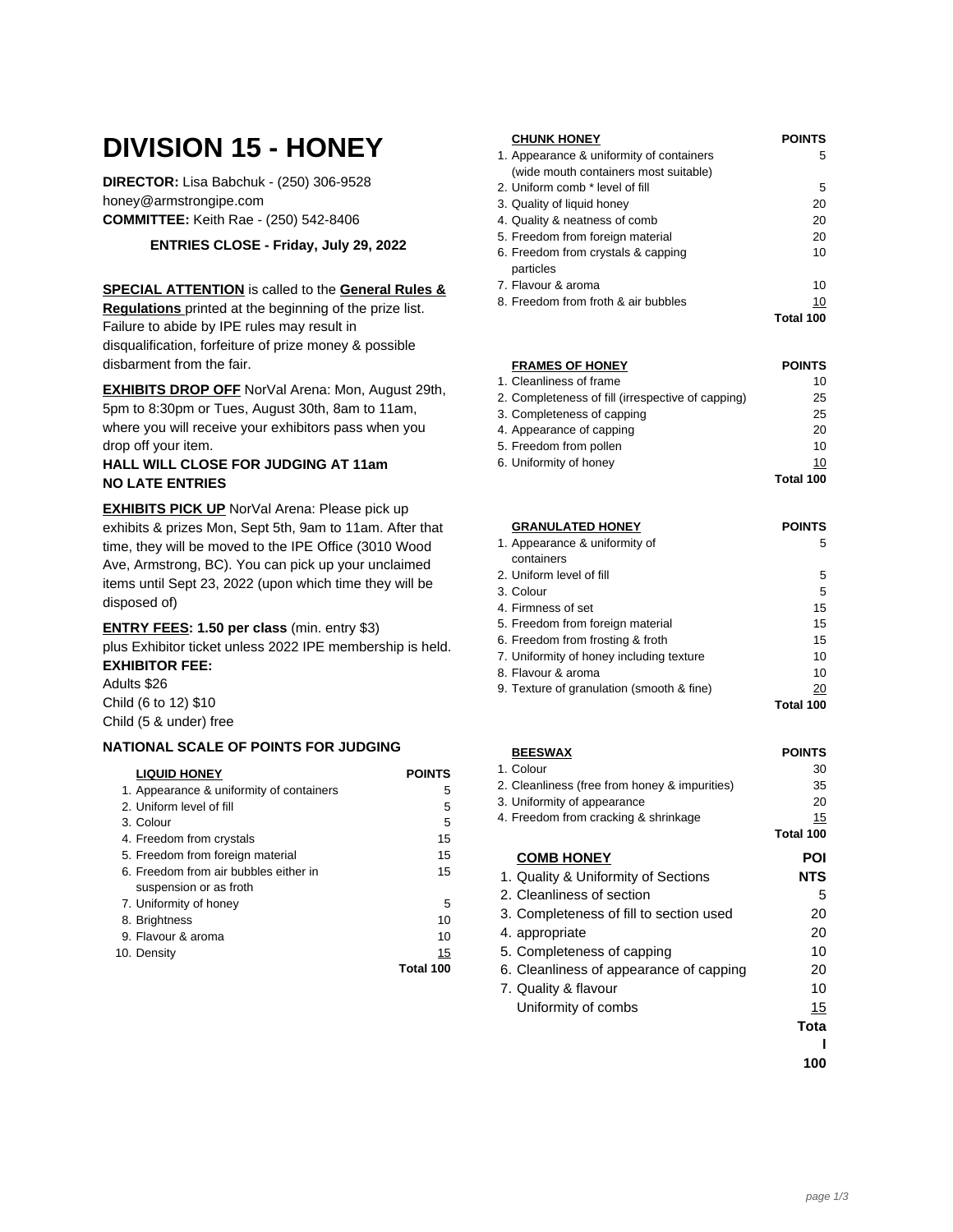# DIVISION 15 - HONEY

**DIRECTOR:** Lisa Babchuk - (250) 306-9528
honey@armstrongipe.com
**COMMITTEE:** Keith Rae - (250) 542-8406

**ENTRIES CLOSE - Friday, July 29, 2022**

**SPECIAL ATTENTION** is called to the **General Rules & Regulations** printed at the beginning of the prize list. Failure to abide by IPE rules may result in disqualification, forfeiture of prize money & possible disbarment from the fair.

**EXHIBITS DROP OFF** NorVal Arena: Mon, August 29th, 5pm to 8:30pm or Tues, August 30th, 8am to 11am, where you will receive your exhibitors pass when you drop off your item.
**HALL WILL CLOSE FOR JUDGING AT 11am**
**NO LATE ENTRIES**

**EXHIBITS PICK UP** NorVal Arena: Please pick up exhibits & prizes Mon, Sept 5th, 9am to 11am. After that time, they will be moved to the IPE Office (3010 Wood Ave, Armstrong, BC). You can pick up your unclaimed items until Sept 23, 2022 (upon which time they will be disposed of)

**ENTRY FEES: 1.50 per class** (min. entry $3)
plus Exhibitor ticket unless 2022 IPE membership is held.
**EXHIBITOR FEE:**
Adults $26
Child (6 to 12) $10
Child (5 & under) free

**NATIONAL SCALE OF POINTS FOR JUDGING**

| LIQUID HONEY | POINTS |
|---|---|
| 1. Appearance & uniformity of containers | 5 |
| 2. Uniform level of fill | 5 |
| 3. Colour | 5 |
| 4. Freedom from crystals | 15 |
| 5. Freedom from foreign material | 15 |
| 6. Freedom from air bubbles either in suspension or as froth | 15 |
| 7. Uniformity of honey | 5 |
| 8. Brightness | 10 |
| 9. Flavour & aroma | 10 |
| 10. Density | 15 |
| | **Total 100** |

| CHUNK HONEY | POINTS |
|---|---|
| 1. Appearance & uniformity of containers (wide mouth containers most suitable) | 5 |
| 2. Uniform comb * level of fill | 5 |
| 3. Quality of liquid honey | 20 |
| 4. Quality & neatness of comb | 20 |
| 5. Freedom from foreign material | 20 |
| 6. Freedom from crystals & capping particles | 10 |
| 7. Flavour & aroma | 10 |
| 8. Freedom from froth & air bubbles | 10 |
| | **Total 100** |

| FRAMES OF HONEY | POINTS |
|---|---|
| 1. Cleanliness of frame | 10 |
| 2. Completeness of fill (irrespective of capping) | 25 |
| 3. Completeness of capping | 25 |
| 4. Appearance of capping | 20 |
| 5. Freedom from pollen | 10 |
| 6. Uniformity of honey | 10 |
| | **Total 100** |

| GRANULATED HONEY | POINTS |
|---|---|
| 1. Appearance & uniformity of containers | 5 |
| 2. Uniform level of fill | 5 |
| 3. Colour | 5 |
| 4. Firmness of set | 15 |
| 5. Freedom from foreign material | 15 |
| 6. Freedom from frosting & froth | 15 |
| 7. Uniformity of honey including texture | 10 |
| 8. Flavour & aroma | 10 |
| 9. Texture of granulation (smooth & fine) | 20 |
| | **Total 100** |

| BEESWAX | POINTS |
|---|---|
| 1. Colour | 30 |
| 2. Cleanliness (free from honey & impurities) | 35 |
| 3. Uniformity of appearance | 20 |
| 4. Freedom from cracking & shrinkage | 15 |
| | **Total 100** |

| COMB HONEY | POINTS |
|---|---|
| 1. Quality & Uniformity of Sections | |
| 2. Cleanliness of section | 5 |
| 3. Completeness of fill to section used | 20 |
| 4. appropriate | 20 |
| 5. Completeness of capping | 10 |
| 6. Cleanliness of appearance of capping | 20 |
| 7. Quality & flavour | 10 |
| Uniformity of combs | 15 |
| | **Total 100** |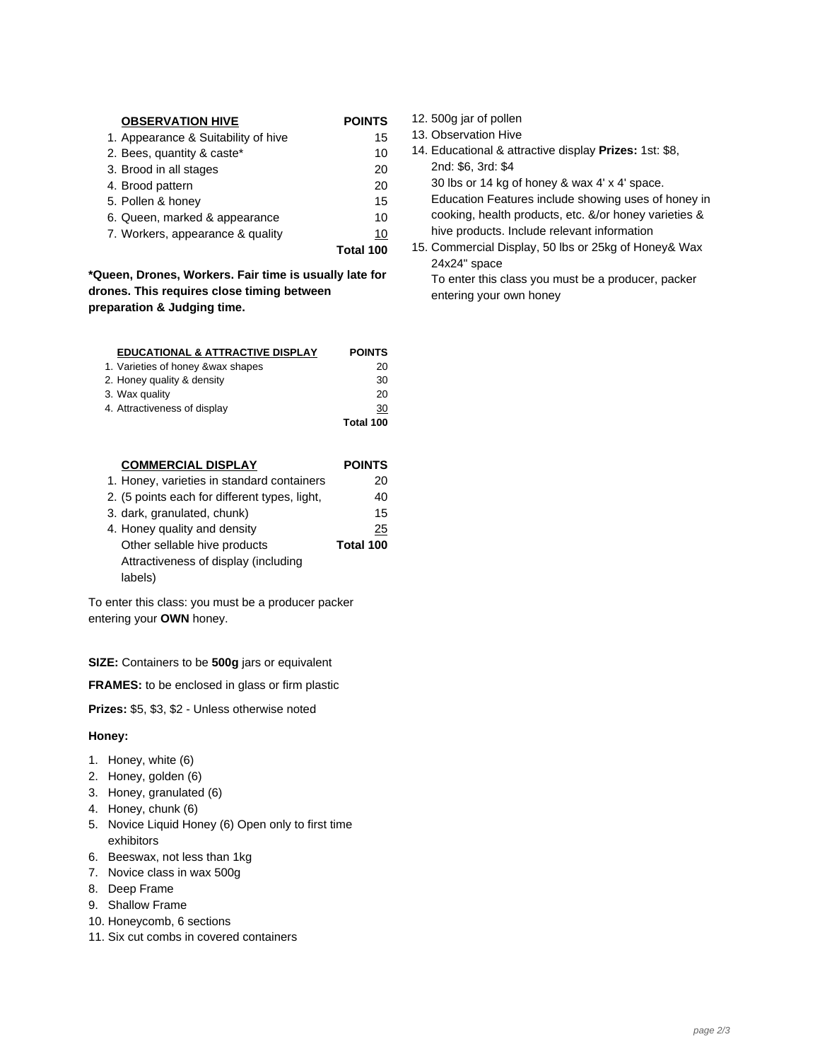| OBSERVATION HIVE | POINTS |
|---|---|
| 1. Appearance & Suitability of hive | 15 |
| 2. Bees, quantity & caste* | 10 |
| 3. Brood in all stages | 20 |
| 4. Brood pattern | 20 |
| 5. Pollen & honey | 15 |
| 6. Queen, marked & appearance | 10 |
| 7. Workers, appearance & quality | 10 |
| | **Total 100** |

***Queen, Drones, Workers. Fair time is usually late for drones. This requires close timing between preparation & Judging time.**

| EDUCATIONAL & ATTRACTIVE DISPLAY | POINTS |
|---|---|
| 1. Varieties of honey &wax shapes | 20 |
| 2. Honey quality & density | 30 |
| 3. Wax quality | 20 |
| 4. Attractiveness of display | 30 |
| | **Total 100** |

| COMMERCIAL DISPLAY | POINTS |
|---|---|
| 1. Honey, varieties in standard containers | 20 |
| 2. (5 points each for different types, light, | 40 |
| 3. dark, granulated, chunk) | 15 |
| 4. Honey quality and density | 25 |
| Other sellable hive products | **Total 100** |
| Attractiveness of display (including labels) | |

To enter this class: you must be a producer packer entering your **OWN** honey.

**SIZE:** Containers to be **500g** jars or equivalent

**FRAMES:** to be enclosed in glass or firm plastic

**Prizes:** $5, $3, $2 - Unless otherwise noted

**Honey:**

1. Honey, white (6)
2. Honey, golden (6)
3. Honey, granulated (6)
4. Honey, chunk (6)
5. Novice Liquid Honey (6) Open only to first time exhibitors
6. Beeswax, not less than 1kg
7. Novice class in wax 500g
8. Deep Frame
9. Shallow Frame
10. Honeycomb, 6 sections
11. Six cut combs in covered containers
12. 500g jar of pollen
13. Observation Hive
14. Educational & attractive display **Prizes:** 1st: $8, 2nd: $6, 3rd: $4
    30 lbs or 14 kg of honey & wax 4' x 4' space.
    Education Features include showing uses of honey in cooking, health products, etc. &/or honey varieties & hive products. Include relevant information
15. Commercial Display, 50 lbs or 25kg of Honey& Wax 24x24" space
    To enter this class you must be a producer, packer entering your own honey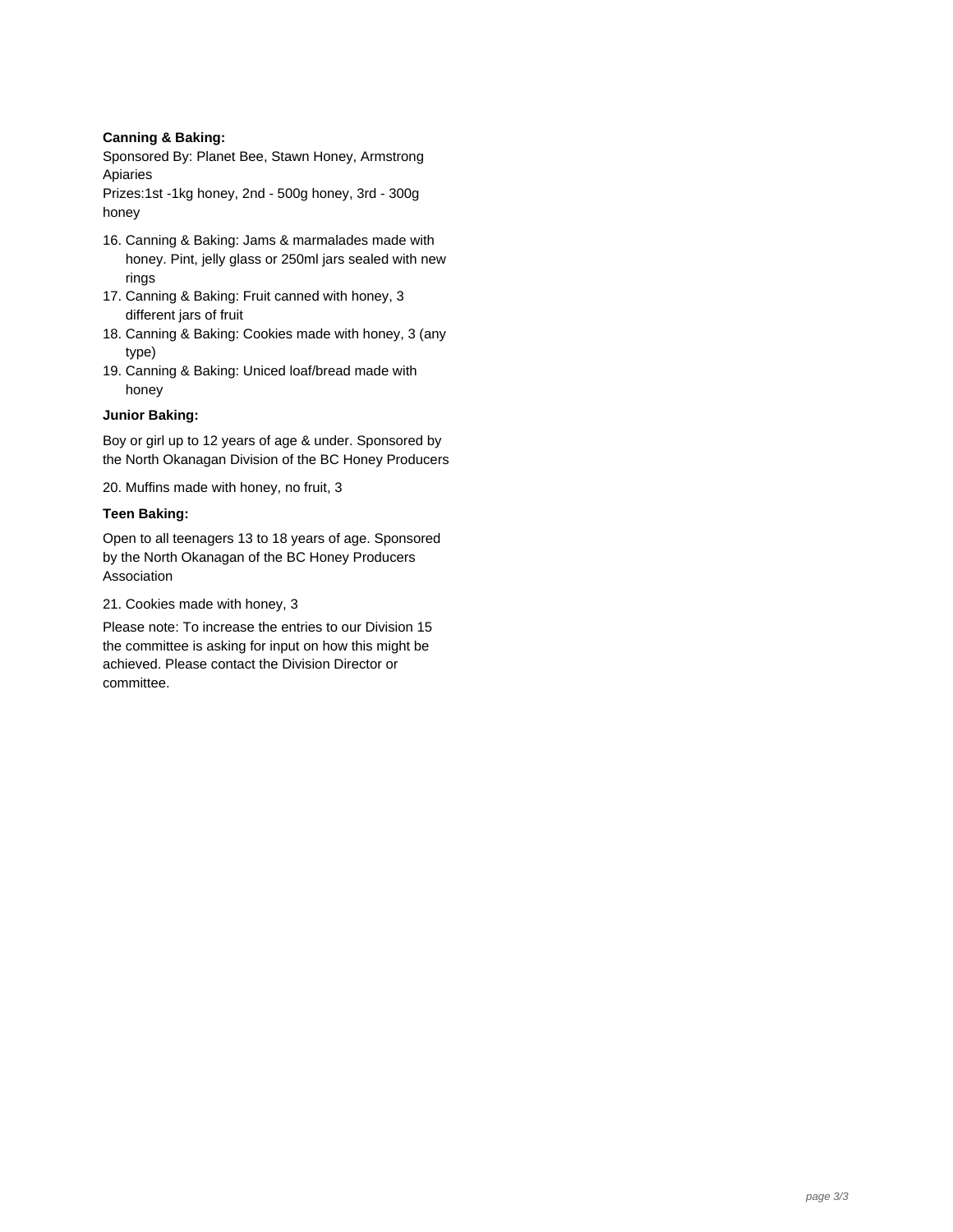**Canning & Baking:**

Sponsored By: Planet Bee, Stawn Honey, Armstrong Apiaries

Prizes:1st -1kg honey, 2nd - 500g honey, 3rd - 300g honey

16. Canning & Baking: Jams & marmalades made with honey. Pint, jelly glass or 250ml jars sealed with new rings
17. Canning & Baking: Fruit canned with honey, 3 different jars of fruit
18. Canning & Baking: Cookies made with honey, 3 (any type)
19. Canning & Baking: Uniced loaf/bread made with honey

**Junior Baking:**

Boy or girl up to 12 years of age & under. Sponsored by the North Okanagan Division of the BC Honey Producers

20. Muffins made with honey, no fruit, 3

**Teen Baking:**

Open to all teenagers 13 to 18 years of age. Sponsored by the North Okanagan of the BC Honey Producers Association

21. Cookies made with honey, 3

Please note: To increase the entries to our Division 15 the committee is asking for input on how this might be achieved. Please contact the Division Director or committee.